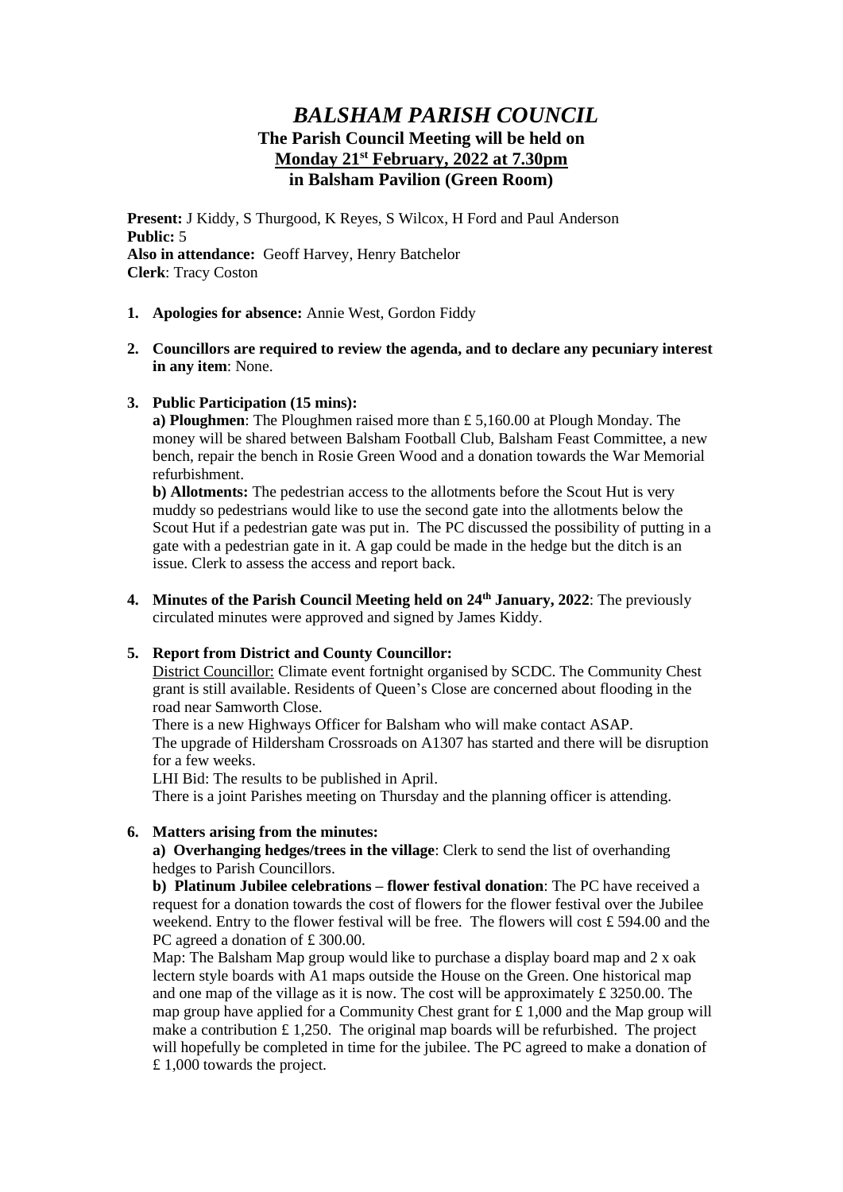# *BALSHAM PARISH COUNCIL*

## The Parish Council Meeting will be held on **Monday 21st February, 2022 at 7.30pm** in Balsham Pavilion (Green Room)

**Present:** J Kiddy, S Thurgood, K Reyes, S Wilcox, H Ford and Paul Anderson
**Public:** 5
**Also in attendance:** Geoff Harvey, Henry Batchelor
**Clerk**: Tracy Coston

1. **Apologies for absence:** Annie West, Gordon Fiddy

2. **Councillors are required to review the agenda, and to declare any pecuniary interest in any item**: None.

3. **Public Participation (15 mins):**

   **a) Ploughmen**: The Ploughmen raised more than £ 5,160.00 at Plough Monday. The money will be shared between Balsham Football Club, Balsham Feast Committee, a new bench, repair the bench in Rosie Green Wood and a donation towards the War Memorial refurbishment.

   **b) Allotments:** The pedestrian access to the allotments before the Scout Hut is very muddy so pedestrians would like to use the second gate into the allotments below the Scout Hut if a pedestrian gate was put in. The PC discussed the possibility of putting in a gate with a pedestrian gate in it. A gap could be made in the hedge but the ditch is an issue. Clerk to assess the access and report back.

4. **Minutes of the Parish Council Meeting held on 24th January, 2022**: The previously circulated minutes were approved and signed by James Kiddy.

5. **Report from District and County Councillor:**

   District Councillor: Climate event fortnight organised by SCDC. The Community Chest grant is still available. Residents of Queen's Close are concerned about flooding in the road near Samworth Close.

   There is a new Highways Officer for Balsham who will make contact ASAP.

   The upgrade of Hildersham Crossroads on A1307 has started and there will be disruption for a few weeks.

   LHI Bid: The results to be published in April.

   There is a joint Parishes meeting on Thursday and the planning officer is attending.

6. **Matters arising from the minutes:**

   **a) Overhanging hedges/trees in the village**: Clerk to send the list of overhanding hedges to Parish Councillors.

   **b) Platinum Jubilee celebrations – flower festival donation**: The PC have received a request for a donation towards the cost of flowers for the flower festival over the Jubilee weekend. Entry to the flower festival will be free. The flowers will cost £ 594.00 and the PC agreed a donation of £ 300.00.

   Map: The Balsham Map group would like to purchase a display board map and 2 x oak lectern style boards with A1 maps outside the House on the Green. One historical map and one map of the village as it is now. The cost will be approximately £ 3250.00. The map group have applied for a Community Chest grant for £ 1,000 and the Map group will make a contribution £ 1,250. The original map boards will be refurbished. The project will hopefully be completed in time for the jubilee. The PC agreed to make a donation of £ 1,000 towards the project.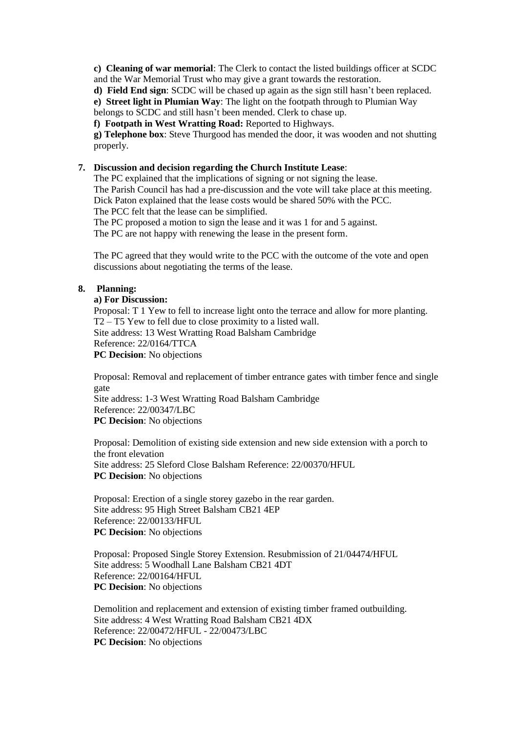**c) Cleaning of war memorial**: The Clerk to contact the listed buildings officer at SCDC and the War Memorial Trust who may give a grant towards the restoration.

**d) Field End sign**: SCDC will be chased up again as the sign still hasn't been replaced.

**e) Street light in Plumian Way**: The light on the footpath through to Plumian Way belongs to SCDC and still hasn't been mended. Clerk to chase up.

**f) Footpath in West Wratting Road:** Reported to Highways.

**g) Telephone box**: Steve Thurgood has mended the door, it was wooden and not shutting properly.

**7. Discussion and decision regarding the Church Institute Lease**:

The PC explained that the implications of signing or not signing the lease.
The Parish Council has had a pre-discussion and the vote will take place at this meeting.
Dick Paton explained that the lease costs would be shared 50% with the PCC.
The PCC felt that the lease can be simplified.
The PC proposed a motion to sign the lease and it was 1 for and 5 against.
The PC are not happy with renewing the lease in the present form.

The PC agreed that they would write to the PCC with the outcome of the vote and open discussions about negotiating the terms of the lease.

**8. Planning:**

**a) For Discussion:**

Proposal: T 1 Yew to fell to increase light onto the terrace and allow for more planting. T2 – T5 Yew to fell due to close proximity to a listed wall.
Site address: 13 West Wratting Road Balsham Cambridge
Reference: 22/0164/TTCA
**PC Decision**: No objections

Proposal: Removal and replacement of timber entrance gates with timber fence and single gate
Site address: 1-3 West Wratting Road Balsham Cambridge
Reference: 22/00347/LBC
**PC Decision**: No objections

Proposal: Demolition of existing side extension and new side extension with a porch to the front elevation
Site address: 25 Sleford Close Balsham Reference: 22/00370/HFUL
**PC Decision**: No objections

Proposal: Erection of a single storey gazebo in the rear garden.
Site address: 95 High Street Balsham CB21 4EP
Reference: 22/00133/HFUL
**PC Decision**: No objections

Proposal: Proposed Single Storey Extension. Resubmission of 21/04474/HFUL
Site address: 5 Woodhall Lane Balsham CB21 4DT
Reference: 22/00164/HFUL
**PC Decision**: No objections

Demolition and replacement and extension of existing timber framed outbuilding.
Site address: 4 West Wratting Road Balsham CB21 4DX
Reference: 22/00472/HFUL - 22/00473/LBC
**PC Decision**: No objections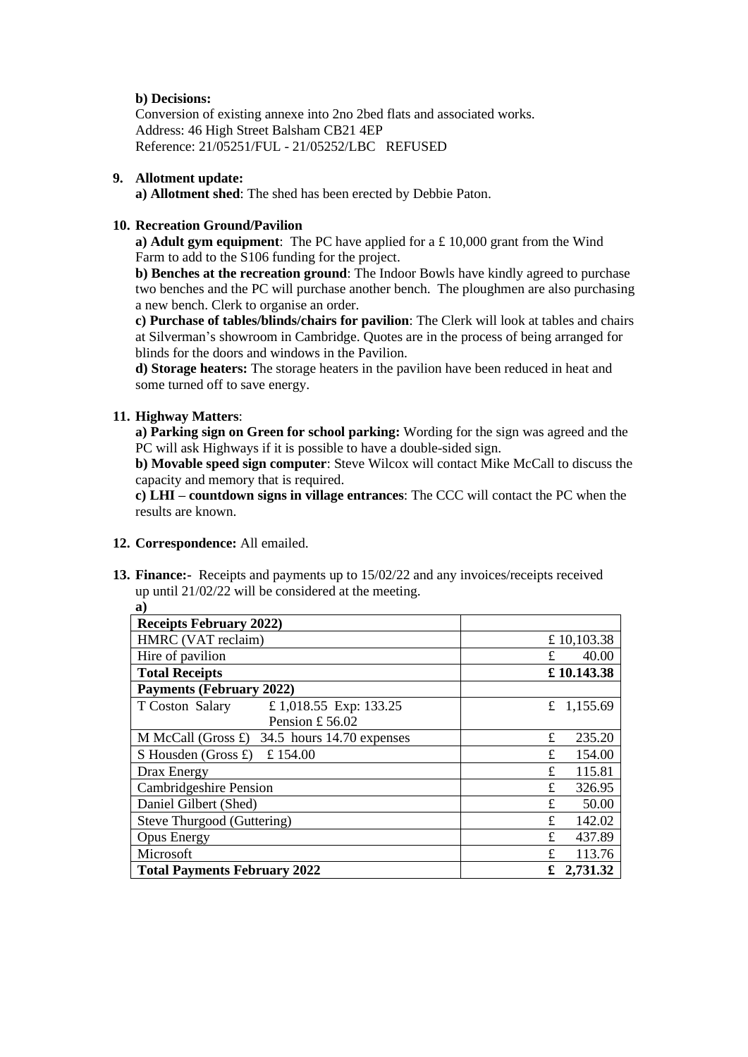**b) Decisions:**
Conversion of existing annexe into 2no 2bed flats and associated works.
Address: 46 High Street Balsham CB21 4EP
Reference: 21/05251/FUL - 21/05252/LBC REFUSED

**9. Allotment update:**

**a) Allotment shed**: The shed has been erected by Debbie Paton.

**10. Recreation Ground/Pavilion**

**a) Adult gym equipment**: The PC have applied for a £ 10,000 grant from the Wind Farm to add to the S106 funding for the project.

**b) Benches at the recreation ground**: The Indoor Bowls have kindly agreed to purchase two benches and the PC will purchase another bench. The ploughmen are also purchasing a new bench. Clerk to organise an order.

**c) Purchase of tables/blinds/chairs for pavilion**: The Clerk will look at tables and chairs at Silverman's showroom in Cambridge. Quotes are in the process of being arranged for blinds for the doors and windows in the Pavilion.

**d) Storage heaters:** The storage heaters in the pavilion have been reduced in heat and some turned off to save energy.

**11. Highway Matters**:

**a) Parking sign on Green for school parking:** Wording for the sign was agreed and the PC will ask Highways if it is possible to have a double-sided sign.

**b) Movable speed sign computer**: Steve Wilcox will contact Mike McCall to discuss the capacity and memory that is required.

**c) LHI – countdown signs in village entrances**: The CCC will contact the PC when the results are known.

**12. Correspondence:** All emailed.

**13. Finance:-** Receipts and payments up to 15/02/22 and any invoices/receipts received up until 21/02/22 will be considered at the meeting.

**a)**

| **Receipts February 2022)** | |
|---|---|
| HMRC (VAT reclaim) | £ 10,103.38 |
| Hire of pavilion | £ 40.00 |
| **Total Receipts** | **£ 10.143.38** |
| **Payments (February 2022)** | |
| T Coston Salary £ 1,018.55 Exp: 133.25 Pension £ 56.02 | £ 1,155.69 |
| M McCall (Gross £) 34.5 hours 14.70 expenses | £ 235.20 |
| S Housden (Gross £) £ 154.00 | £ 154.00 |
| Drax Energy | £ 115.81 |
| Cambridgeshire Pension | £ 326.95 |
| Daniel Gilbert (Shed) | £ 50.00 |
| Steve Thurgood (Guttering) | £ 142.02 |
| Opus Energy | £ 437.89 |
| Microsoft | £ 113.76 |
| **Total Payments February 2022** | **£ 2,731.32** |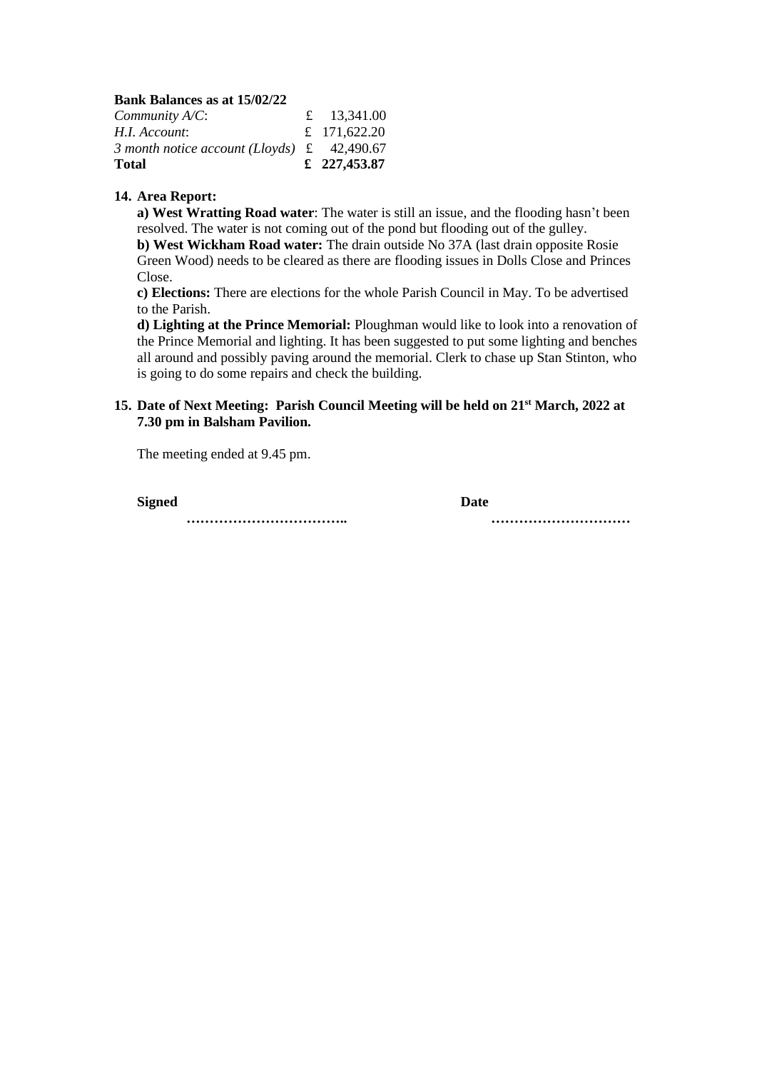**Bank Balances as at 15/02/22**

| | | |
|---|---|---|
| *Community A/C*: | £ | 13,341.00 |
| *H.I. Account*: | £ | 171,622.20 |
| *3 month notice account (Lloyds)* | £ | 42,490.67 |
| **Total** | **£** | **227,453.87** |

**14. Area Report:**

**a) West Wratting Road water**: The water is still an issue, and the flooding hasn't been resolved. The water is not coming out of the pond but flooding out of the gulley.
**b) West Wickham Road water:** The drain outside No 37A (last drain opposite Rosie Green Wood) needs to be cleared as there are flooding issues in Dolls Close and Princes Close.
**c) Elections:** There are elections for the whole Parish Council in May. To be advertised to the Parish.
**d) Lighting at the Prince Memorial:** Ploughman would like to look into a renovation of the Prince Memorial and lighting. It has been suggested to put some lighting and benches all around and possibly paving around the memorial. Clerk to chase up Stan Stinton, who is going to do some repairs and check the building.

**15. Date of Next Meeting: Parish Council Meeting will be held on 21st March, 2022 at 7.30 pm in Balsham Pavilion.**

The meeting ended at 9.45 pm.

**Signed** …………………………….. **Date** …………………………